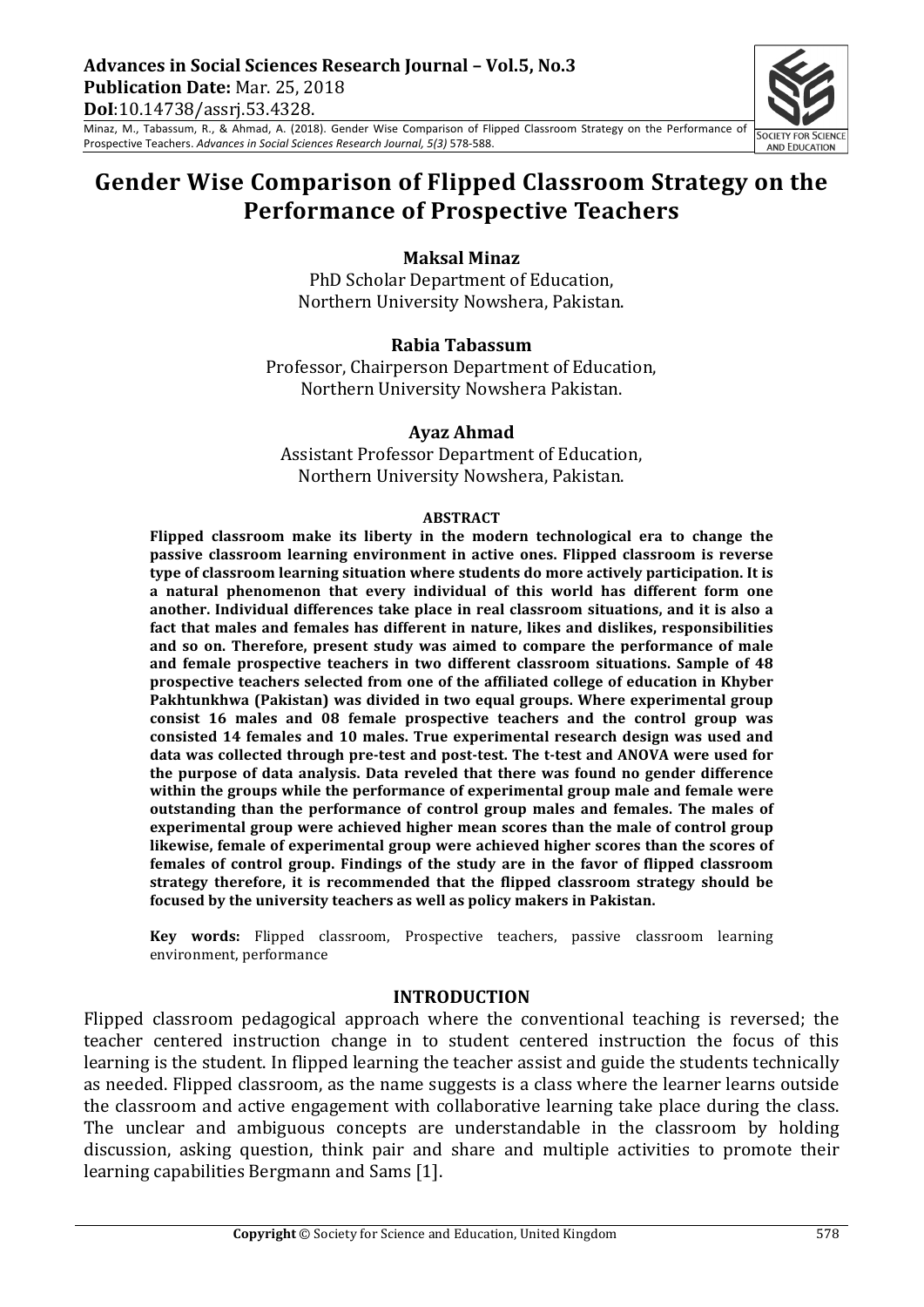# Gender Wise Comparison of Flipped Classroom Strategy on the Performance of Prospective Teachers

**Maksal Minaz**
PhD Scholar Department of Education,
Northern University Nowshera, Pakistan.

**Rabia Tabassum**
Professor, Chairperson Department of Education,
Northern University Nowshera Pakistan.

**Ayaz Ahmad**
Assistant Professor Department of Education,
Northern University Nowshera, Pakistan.

## ABSTRACT

**Flipped classroom make its liberty in the modern technological era to change the passive classroom learning environment in active ones. Flipped classroom is reverse type of classroom learning situation where students do more actively participation. It is a natural phenomenon that every individual of this world has different form one another. Individual differences take place in real classroom situations, and it is also a fact that males and females has different in nature, likes and dislikes, responsibilities and so on. Therefore, present study was aimed to compare the performance of male and female prospective teachers in two different classroom situations. Sample of 48 prospective teachers selected from one of the affiliated college of education in Khyber Pakhtunkhwa (Pakistan) was divided in two equal groups. Where experimental group consist 16 males and 08 female prospective teachers and the control group was consisted 14 females and 10 males. True experimental research design was used and data was collected through pre-test and post-test. The t-test and ANOVA were used for the purpose of data analysis. Data reveled that there was found no gender difference within the groups while the performance of experimental group male and female were outstanding than the performance of control group males and females. The males of experimental group were achieved higher mean scores than the male of control group likewise, female of experimental group were achieved higher scores than the scores of females of control group. Findings of the study are in the favor of flipped classroom strategy therefore, it is recommended that the flipped classroom strategy should be focused by the university teachers as well as policy makers in Pakistan.**

**Key words:** Flipped classroom, Prospective teachers, passive classroom learning environment, performance

## INTRODUCTION

Flipped classroom pedagogical approach where the conventional teaching is reversed; the teacher centered instruction change in to student centered instruction the focus of this learning is the student. In flipped learning the teacher assist and guide the students technically as needed. Flipped classroom, as the name suggests is a class where the learner learns outside the classroom and active engagement with collaborative learning take place during the class. The unclear and ambiguous concepts are understandable in the classroom by holding discussion, asking question, think pair and share and multiple activities to promote their learning capabilities Bergmann and Sams [1].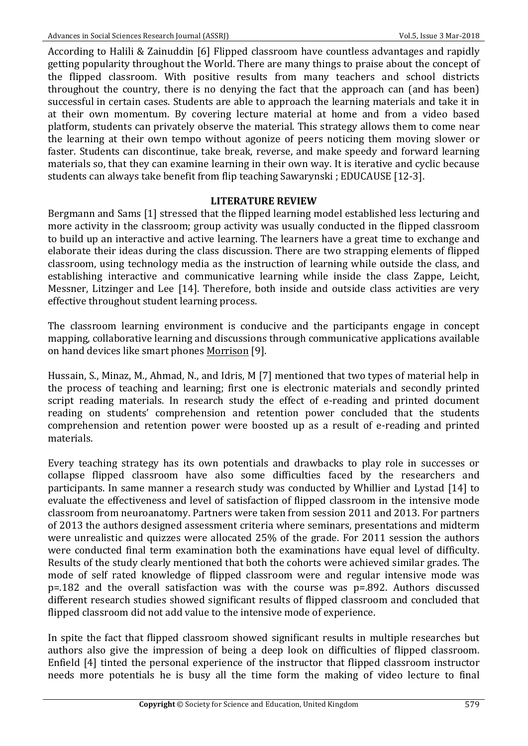According to Halili & Zainuddin [6] Flipped classroom have countless advantages and rapidly getting popularity throughout the World. There are many things to praise about the concept of the flipped classroom. With positive results from many teachers and school districts throughout the country, there is no denying the fact that the approach can (and has been) successful in certain cases. Students are able to approach the learning materials and take it in at their own momentum. By covering lecture material at home and from a video based platform, students can privately observe the material. This strategy allows them to come near the learning at their own tempo without agonize of peers noticing them moving slower or faster. Students can discontinue, take break, reverse, and make speedy and forward learning materials so, that they can examine learning in their own way. It is iterative and cyclic because students can always take benefit from flip teaching Sawarynski ; EDUCAUSE [12-3].

## LITERATURE REVIEW

Bergmann and Sams [1] stressed that the flipped learning model established less lecturing and more activity in the classroom; group activity was usually conducted in the flipped classroom to build up an interactive and active learning. The learners have a great time to exchange and elaborate their ideas during the class discussion. There are two strapping elements of flipped classroom, using technology media as the instruction of learning while outside the class, and establishing interactive and communicative learning while inside the class Zappe, Leicht, Messner, Litzinger and Lee [14]. Therefore, both inside and outside class activities are very effective throughout student learning process.

The classroom learning environment is conducive and the participants engage in concept mapping, collaborative learning and discussions through communicative applications available on hand devices like smart phones Morrison [9].

Hussain, S., Minaz, M., Ahmad, N., and Idris, M [7] mentioned that two types of material help in the process of teaching and learning; first one is electronic materials and secondly printed script reading materials. In research study the effect of e-reading and printed document reading on students' comprehension and retention power concluded that the students comprehension and retention power were boosted up as a result of e-reading and printed materials.

Every teaching strategy has its own potentials and drawbacks to play role in successes or collapse flipped classroom have also some difficulties faced by the researchers and participants. In same manner a research study was conducted by Whillier and Lystad [14] to evaluate the effectiveness and level of satisfaction of flipped classroom in the intensive mode classroom from neuroanatomy. Partners were taken from session 2011 and 2013. For partners of 2013 the authors designed assessment criteria where seminars, presentations and midterm were unrealistic and quizzes were allocated 25% of the grade. For 2011 session the authors were conducted final term examination both the examinations have equal level of difficulty. Results of the study clearly mentioned that both the cohorts were achieved similar grades. The mode of self rated knowledge of flipped classroom were and regular intensive mode was $p=.182$ and the overall satisfaction was with the course was $p=.892$. Authors discussed different research studies showed significant results of flipped classroom and concluded that flipped classroom did not add value to the intensive mode of experience.

In spite the fact that flipped classroom showed significant results in multiple researches but authors also give the impression of being a deep look on difficulties of flipped classroom. Enfield [4] tinted the personal experience of the instructor that flipped classroom instructor needs more potentials he is busy all the time form the making of video lecture to final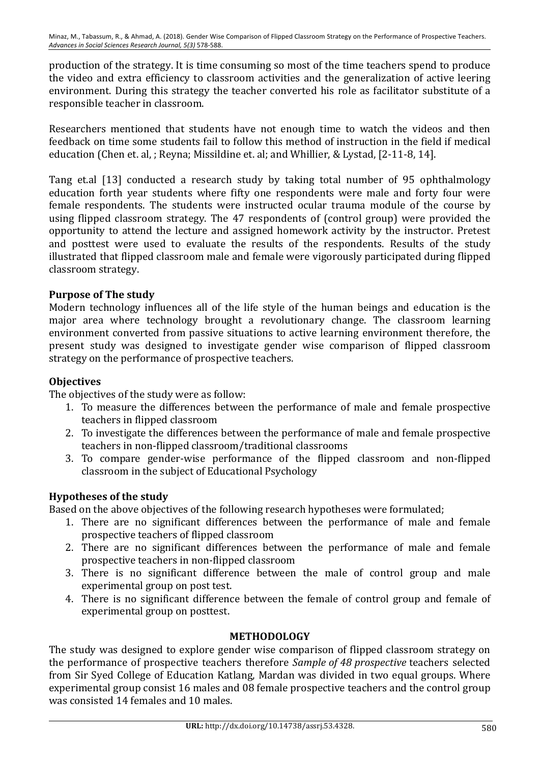production of the strategy. It is time consuming so most of the time teachers spend to produce the video and extra efficiency to classroom activities and the generalization of active leering environment. During this strategy the teacher converted his role as facilitator substitute of a responsible teacher in classroom.

Researchers mentioned that students have not enough time to watch the videos and then feedback on time some students fail to follow this method of instruction in the field if medical education (Chen et. al, ; Reyna; Missildine et. al; and Whillier, & Lystad, [2-11-8, 14].

Tang et.al [13] conducted a research study by taking total number of 95 ophthalmology education forth year students where fifty one respondents were male and forty four were female respondents. The students were instructed ocular trauma module of the course by using flipped classroom strategy. The 47 respondents of (control group) were provided the opportunity to attend the lecture and assigned homework activity by the instructor. Pretest and posttest were used to evaluate the results of the respondents. Results of the study illustrated that flipped classroom male and female were vigorously participated during flipped classroom strategy.

## Purpose of The study

Modern technology influences all of the life style of the human beings and education is the major area where technology brought a revolutionary change. The classroom learning environment converted from passive situations to active learning environment therefore, the present study was designed to investigate gender wise comparison of flipped classroom strategy on the performance of prospective teachers.

## Objectives

The objectives of the study were as follow:

1. To measure the differences between the performance of male and female prospective teachers in flipped classroom
2. To investigate the differences between the performance of male and female prospective teachers in non-flipped classroom/traditional classrooms
3. To compare gender-wise performance of the flipped classroom and non-flipped classroom in the subject of Educational Psychology

## Hypotheses of the study

Based on the above objectives of the following research hypotheses were formulated;

1. There are no significant differences between the performance of male and female prospective teachers of flipped classroom
2. There are no significant differences between the performance of male and female prospective teachers in non-flipped classroom
3. There is no significant difference between the male of control group and male experimental group on post test.
4. There is no significant difference between the female of control group and female of experimental group on posttest.

## METHODOLOGY

The study was designed to explore gender wise comparison of flipped classroom strategy on the performance of prospective teachers therefore *Sample of 48 prospective* teachers selected from Sir Syed College of Education Katlang, Mardan was divided in two equal groups. Where experimental group consist 16 males and 08 female prospective teachers and the control group was consisted 14 females and 10 males.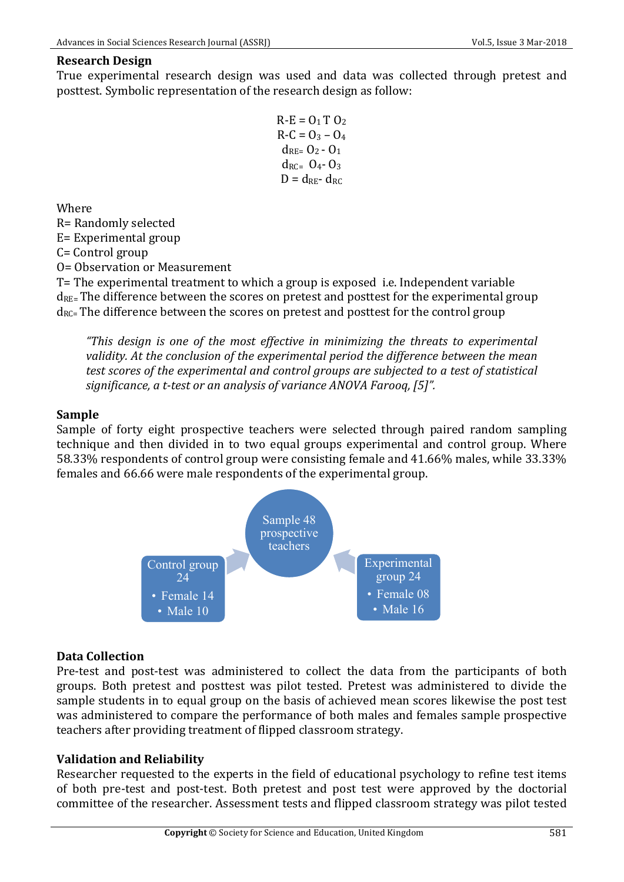## Research Design

True experimental research design was used and data was collected through pretest and posttest. Symbolic representation of the research design as follow:

$$R\text{-}E = O_1\, T\, O_2$$
$$R\text{-}C = O_3 - O_4$$
$$d_{RE} = O_2 - O_1$$
$$d_{RC} = O_4 - O_3$$
$$D = d_{RE} - d_{RC}$$

Where

R= Randomly selected

E= Experimental group

C= Control group

O= Observation or Measurement

T= The experimental treatment to which a group is exposed i.e. Independent variable

$d_{RE}$= The difference between the scores on pretest and posttest for the experimental group

$d_{RC}$= The difference between the scores on pretest and posttest for the control group

> *"This design is one of the most effective in minimizing the threats to experimental validity. At the conclusion of the experimental period the difference between the mean test scores of the experimental and control groups are subjected to a test of statistical significance, a t-test or an analysis of variance ANOVA Farooq, [5]".*

## Sample

Sample of forty eight prospective teachers were selected through paired random sampling technique and then divided in to two equal groups experimental and control group. Where 58.33% respondents of control group were consisting female and 41.66% males, while 33.33% females and 66.66 were male respondents of the experimental group.

Sample 48 prospective teachers

Control group 24
- Female 14
- Male 10

Experimental group 24
- Female 08
- Male 16

## Data Collection

Pre-test and post-test was administered to collect the data from the participants of both groups. Both pretest and posttest was pilot tested. Pretest was administered to divide the sample students in to equal group on the basis of achieved mean scores likewise the post test was administered to compare the performance of both males and females sample prospective teachers after providing treatment of flipped classroom strategy.

## Validation and Reliability

Researcher requested to the experts in the field of educational psychology to refine test items of both pre-test and post-test. Both pretest and post test were approved by the doctorial committee of the researcher. Assessment tests and flipped classroom strategy was pilot tested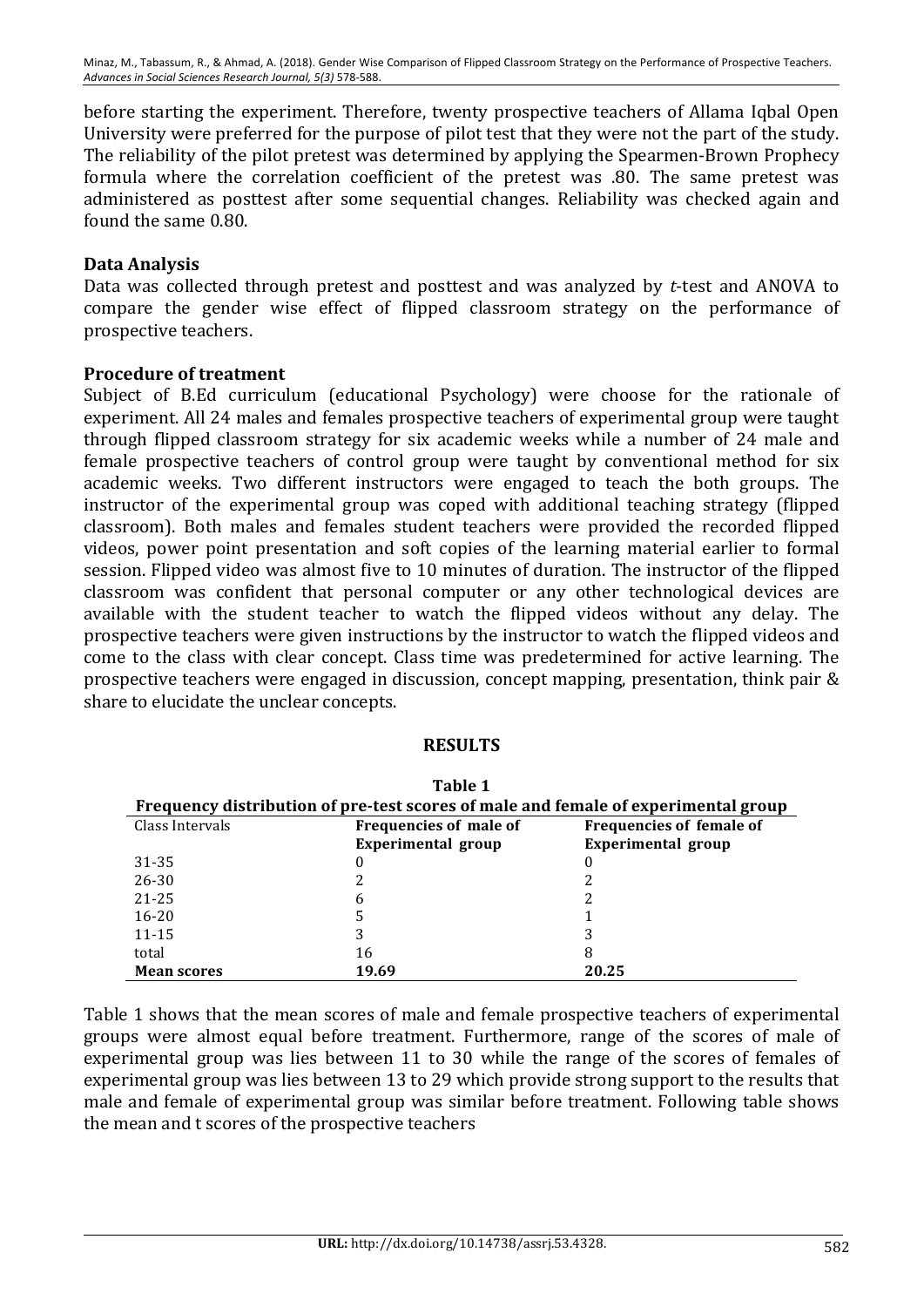before starting the experiment. Therefore, twenty prospective teachers of Allama Iqbal Open University were preferred for the purpose of pilot test that they were not the part of the study. The reliability of the pilot pretest was determined by applying the Spearmen-Brown Prophecy formula where the correlation coefficient of the pretest was .80. The same pretest was administered as posttest after some sequential changes. Reliability was checked again and found the same 0.80.

## Data Analysis

Data was collected through pretest and posttest and was analyzed by *t*-test and ANOVA to compare the gender wise effect of flipped classroom strategy on the performance of prospective teachers.

## Procedure of treatment

Subject of B.Ed curriculum (educational Psychology) were choose for the rationale of experiment. All 24 males and females prospective teachers of experimental group were taught through flipped classroom strategy for six academic weeks while a number of 24 male and female prospective teachers of control group were taught by conventional method for six academic weeks. Two different instructors were engaged to teach the both groups. The instructor of the experimental group was coped with additional teaching strategy (flipped classroom). Both males and females student teachers were provided the recorded flipped videos, power point presentation and soft copies of the learning material earlier to formal session. Flipped video was almost five to 10 minutes of duration. The instructor of the flipped classroom was confident that personal computer or any other technological devices are available with the student teacher to watch the flipped videos without any delay. The prospective teachers were given instructions by the instructor to watch the flipped videos and come to the class with clear concept. Class time was predetermined for active learning. The prospective teachers were engaged in discussion, concept mapping, presentation, think pair & share to elucidate the unclear concepts.

# RESULTS

**Table 1**
**Frequency distribution of pre-test scores of male and female of experimental group**

| Class Intervals | Frequencies of male of Experimental group | Frequencies of female of Experimental group |
|---|---|---|
| 31-35 | 0 | 0 |
| 26-30 | 2 | 2 |
| 21-25 | 6 | 2 |
| 16-20 | 5 | 1 |
| 11-15 | 3 | 3 |
| total | 16 | 8 |
| **Mean scores** | **19.69** | **20.25** |

Table 1 shows that the mean scores of male and female prospective teachers of experimental groups were almost equal before treatment. Furthermore, range of the scores of male of experimental group was lies between 11 to 30 while the range of the scores of females of experimental group was lies between 13 to 29 which provide strong support to the results that male and female of experimental group was similar before treatment. Following table shows the mean and t scores of the prospective teachers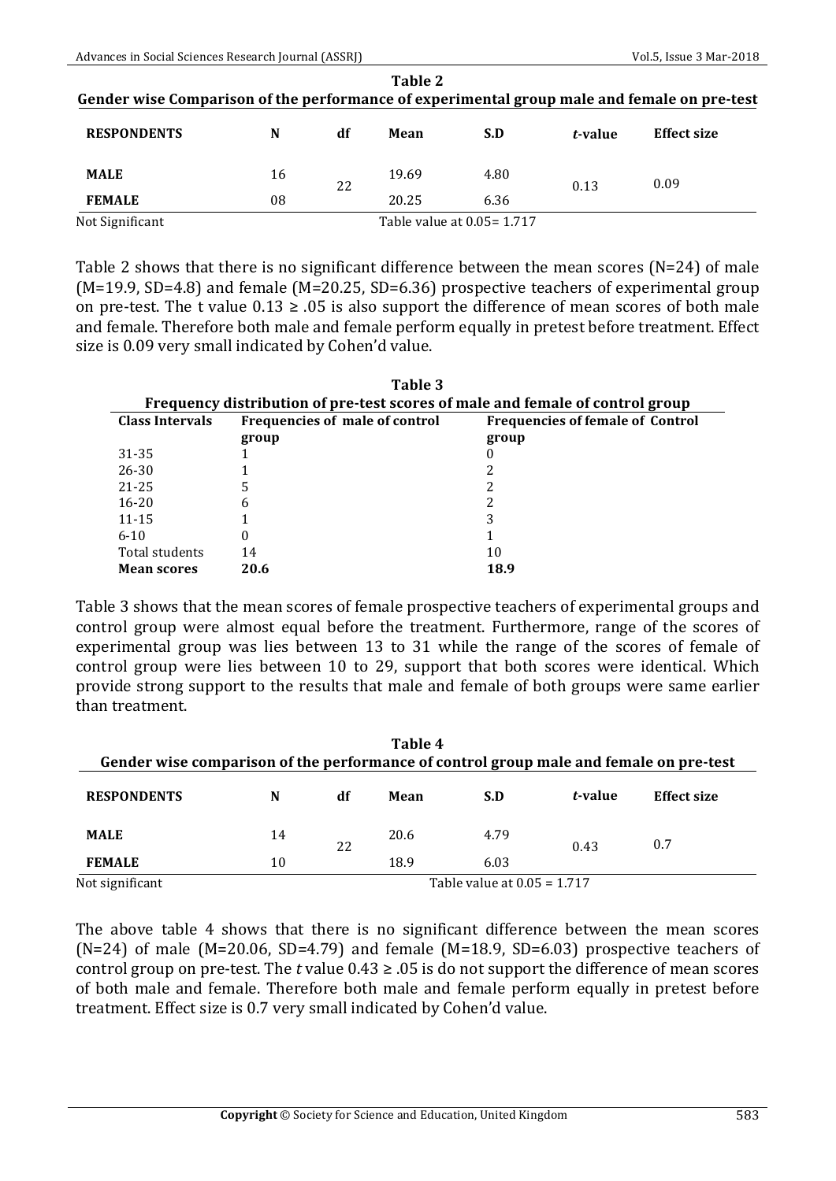**Table 2**
**Gender wise Comparison of the performance of experimental group male and female on pre-test**

| RESPONDENTS | N | df | Mean | S.D | *t*-value | Effect size |
|---|---|---|---|---|---|---|
| MALE | 16 | 22 | 19.69 | 4.80 | 0.13 | 0.09 |
| FEMALE | 08 | | 20.25 | 6.36 | | |

Not Significant Table value at 0.05= 1.717

Table 2 shows that there is no significant difference between the mean scores (N=24) of male (M=19.9, SD=4.8) and female (M=20.25, SD=6.36) prospective teachers of experimental group on pre-test. The t value 0.13 ≥ .05 is also support the difference of mean scores of both male and female. Therefore both male and female perform equally in pretest before treatment. Effect size is 0.09 very small indicated by Cohen'd value.

**Table 3**
**Frequency distribution of pre-test scores of male and female of control group**

| Class Intervals | Frequencies of male of control group | Frequencies of female of Control group |
|---|---|---|
| 31-35 | 1 | 0 |
| 26-30 | 1 | 2 |
| 21-25 | 5 | 2 |
| 16-20 | 6 | 2 |
| 11-15 | 1 | 3 |
| 6-10 | 0 | 1 |
| Total students | 14 | 10 |
| **Mean scores** | **20.6** | **18.9** |

Table 3 shows that the mean scores of female prospective teachers of experimental groups and control group were almost equal before the treatment. Furthermore, range of the scores of experimental group was lies between 13 to 31 while the range of the scores of female of control group were lies between 10 to 29, support that both scores were identical. Which provide strong support to the results that male and female of both groups were same earlier than treatment.

**Table 4**
**Gender wise comparison of the performance of control group male and female on pre-test**

| RESPONDENTS | N | df | Mean | S.D | *t*-value | Effect size |
|---|---|---|---|---|---|---|
| MALE | 14 | 22 | 20.6 | 4.79 | 0.43 | 0.7 |
| FEMALE | 10 | | 18.9 | 6.03 | | |

Not significant Table value at 0.05 = 1.717

The above table 4 shows that there is no significant difference between the mean scores (N=24) of male (M=20.06, SD=4.79) and female (M=18.9, SD=6.03) prospective teachers of control group on pre-test. The *t* value 0.43 ≥ .05 is do not support the difference of mean scores of both male and female. Therefore both male and female perform equally in pretest before treatment. Effect size is 0.7 very small indicated by Cohen'd value.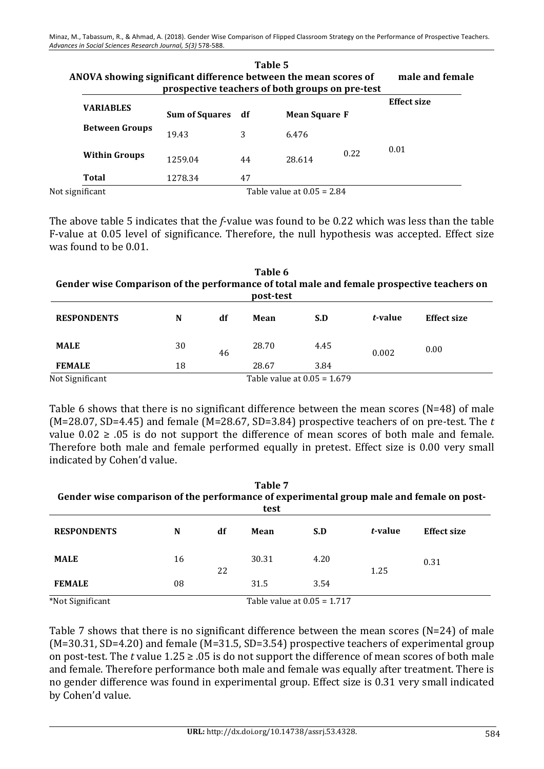**Table 5**
**ANOVA showing significant difference between the mean scores of male and female prospective teachers of both groups on pre-test**

| VARIABLES | Sum of Squares | df | Mean Square | F | Effect size |
|---|---|---|---|---|---|
| Between Groups | 19.43 | 3 | 6.476 | | |
| Within Groups | 1259.04 | 44 | 28.614 | 0.22 | 0.01 |
| Total | 1278.34 | 47 | | | |

Not significant Table value at 0.05 = 2.84

The above table 5 indicates that the *f*-value was found to be 0.22 which was less than the table F-value at 0.05 level of significance. Therefore, the null hypothesis was accepted. Effect size was found to be 0.01.

**Table 6**
**Gender wise Comparison of the performance of total male and female prospective teachers on post-test**

| RESPONDENTS | N | df | Mean | S.D | *t*-value | Effect size |
|---|---|---|---|---|---|---|
| MALE | 30 | 46 | 28.70 | 4.45 | 0.002 | 0.00 |
| FEMALE | 18 | | 28.67 | 3.84 | | |

Not Significant Table value at 0.05 = 1.679

Table 6 shows that there is no significant difference between the mean scores (N=48) of male (M=28.07, SD=4.45) and female (M=28.67, SD=3.84) prospective teachers of on pre-test. The *t* value 0.02 ≥ .05 is do not support the difference of mean scores of both male and female. Therefore both male and female performed equally in pretest. Effect size is 0.00 very small indicated by Cohen'd value.

**Table 7**
**Gender wise comparison of the performance of experimental group male and female on post-test**

| RESPONDENTS | N | df | Mean | S.D | *t*-value | Effect size |
|---|---|---|---|---|---|---|
| MALE | 16 | 22 | 30.31 | 4.20 | 1.25 | 0.31 |
| FEMALE | 08 | | 31.5 | 3.54 | | |

*Not Significant Table value at 0.05 = 1.717

Table 7 shows that there is no significant difference between the mean scores (N=24) of male (M=30.31, SD=4.20) and female (M=31.5, SD=3.54) prospective teachers of experimental group on post-test. The *t* value 1.25 ≥ .05 is do not support the difference of mean scores of both male and female. Therefore performance both male and female was equally after treatment. There is no gender difference was found in experimental group. Effect size is 0.31 very small indicated by Cohen'd value.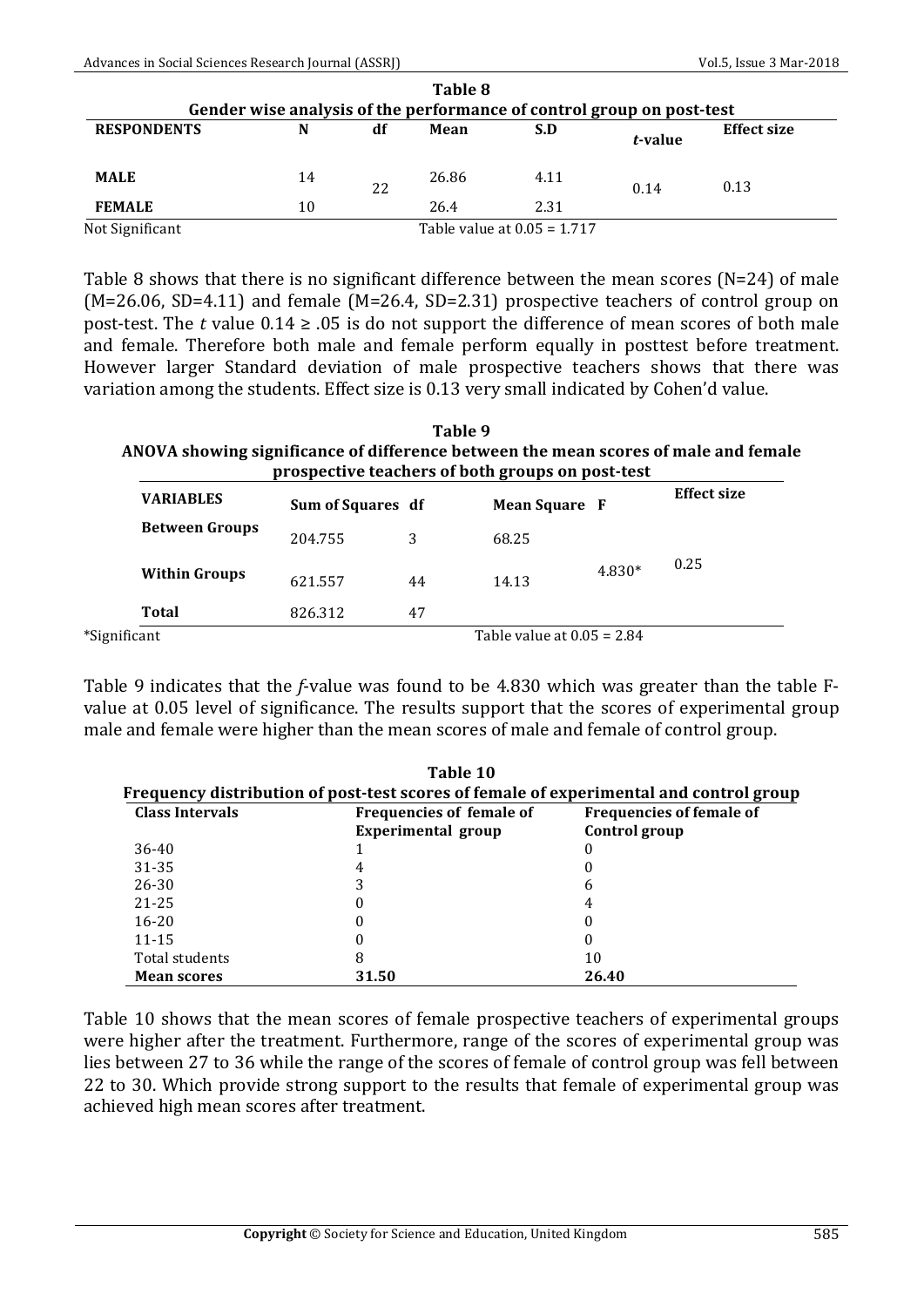**Table 8**
**Gender wise analysis of the performance of control group on post-test**

| RESPONDENTS | N | df | Mean | S.D | *t*-value | Effect size |
|---|---|---|---|---|---|---|
| MALE | 14 | 22 | 26.86 | 4.11 | 0.14 | 0.13 |
| FEMALE | 10 | | 26.4 | 2.31 | | |

Not Significant Table value at 0.05 = 1.717

Table 8 shows that there is no significant difference between the mean scores (N=24) of male (M=26.06, SD=4.11) and female (M=26.4, SD=2.31) prospective teachers of control group on post-test. The $t$ value $0.14 \geq .05$ is do not support the difference of mean scores of both male and female. Therefore both male and female perform equally in posttest before treatment. However larger Standard deviation of male prospective teachers shows that there was variation among the students. Effect size is 0.13 very small indicated by Cohen'd value.

**Table 9**
**ANOVA showing significance of difference between the mean scores of male and female prospective teachers of both groups on post-test**

| VARIABLES | Sum of Squares | df | Mean Square | F | Effect size |
|---|---|---|---|---|---|
| Between Groups | 204.755 | 3 | 68.25 | 4.830* | 0.25 |
| Within Groups | 621.557 | 44 | 14.13 | | |
| Total | 826.312 | 47 | | | |

*Significant Table value at 0.05 = 2.84

Table 9 indicates that the *f*-value was found to be 4.830 which was greater than the table F-value at 0.05 level of significance. The results support that the scores of experimental group male and female were higher than the mean scores of male and female of control group.

**Table 10**
**Frequency distribution of post-test scores of female of experimental and control group**

| Class Intervals | Frequencies of female of Experimental group | Frequencies of female of Control group |
|---|---|---|
| 36-40 | 1 | 0 |
| 31-35 | 4 | 0 |
| 26-30 | 3 | 6 |
| 21-25 | 0 | 4 |
| 16-20 | 0 | 0 |
| 11-15 | 0 | 0 |
| Total students | 8 | 10 |
| **Mean scores** | **31.50** | **26.40** |

Table 10 shows that the mean scores of female prospective teachers of experimental groups were higher after the treatment. Furthermore, range of the scores of experimental group was lies between 27 to 36 while the range of the scores of female of control group was fell between 22 to 30. Which provide strong support to the results that female of experimental group was achieved high mean scores after treatment.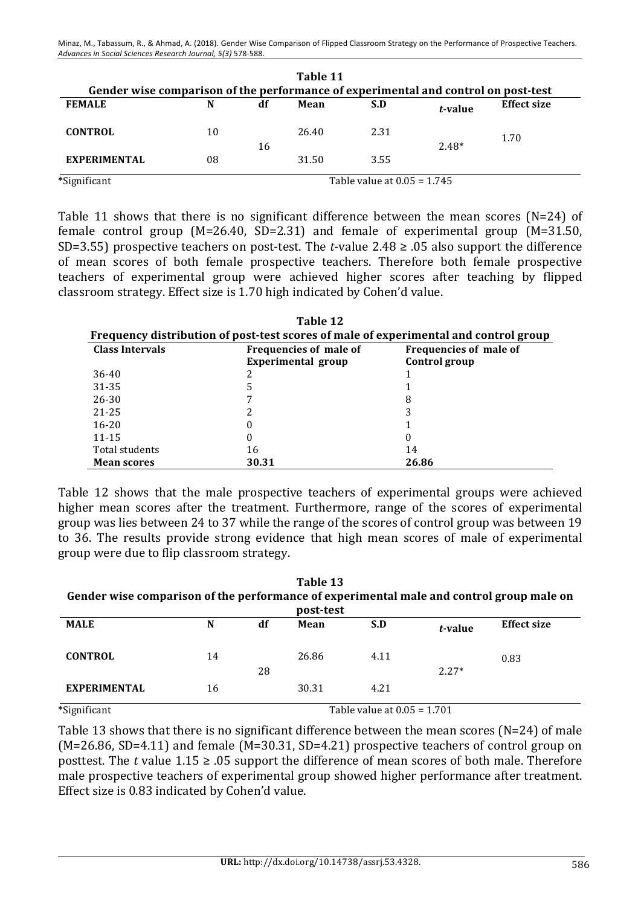**Table 11**

**Gender wise comparison of the performance of experimental and control on post-test**

| FEMALE | N | df | Mean | S.D | *t*-value | Effect size |
|---|---|---|---|---|---|---|
| CONTROL | 10 | 16 | 26.40 | 2.31 | 2.48* | 1.70 |
| EXPERIMENTAL | 08 | | 31.50 | 3.55 | | |

*Significant Table value at 0.05 = 1.745

Table 11 shows that there is no significant difference between the mean scores (N=24) of female control group (M=26.40, SD=2.31) and female of experimental group (M=31.50, SD=3.55) prospective teachers on post-test. The *t*-value 2.48 ≥ .05 also support the difference of mean scores of both female prospective teachers. Therefore both female prospective teachers of experimental group were achieved higher scores after teaching by flipped classroom strategy. Effect size is 1.70 high indicated by Cohen'd value.

**Table 12**

**Frequency distribution of post-test scores of male of experimental and control group**

| Class Intervals | Frequencies of male of Experimental group | Frequencies of male of Control group |
|---|---|---|
| 36-40 | 2 | 1 |
| 31-35 | 5 | 1 |
| 26-30 | 7 | 8 |
| 21-25 | 2 | 3 |
| 16-20 | 0 | 1 |
| 11-15 | 0 | 0 |
| Total students | 16 | 14 |
| **Mean scores** | **30.31** | **26.86** |

Table 12 shows that the male prospective teachers of experimental groups were achieved higher mean scores after the treatment. Furthermore, range of the scores of experimental group was lies between 24 to 37 while the range of the scores of control group was between 19 to 36. The results provide strong evidence that high mean scores of male of experimental group were due to flip classroom strategy.

**Table 13**

**Gender wise comparison of the performance of experimental male and control group male on post-test**

| MALE | N | df | Mean | S.D | *t*-value | Effect size |
|---|---|---|---|---|---|---|
| CONTROL | 14 | 28 | 26.86 | 4.11 | 2.27* | 0.83 |
| EXPERIMENTAL | 16 | | 30.31 | 4.21 | | |

*Significant Table value at 0.05 = 1.701

Table 13 shows that there is no significant difference between the mean scores (N=24) of male (M=26.86, SD=4.11) and female (M=30.31, SD=4.21) prospective teachers of control group on posttest. The *t* value 1.15 ≥ .05 support the difference of mean scores of both male. Therefore male prospective teachers of experimental group showed higher performance after treatment. Effect size is 0.83 indicated by Cohen'd value.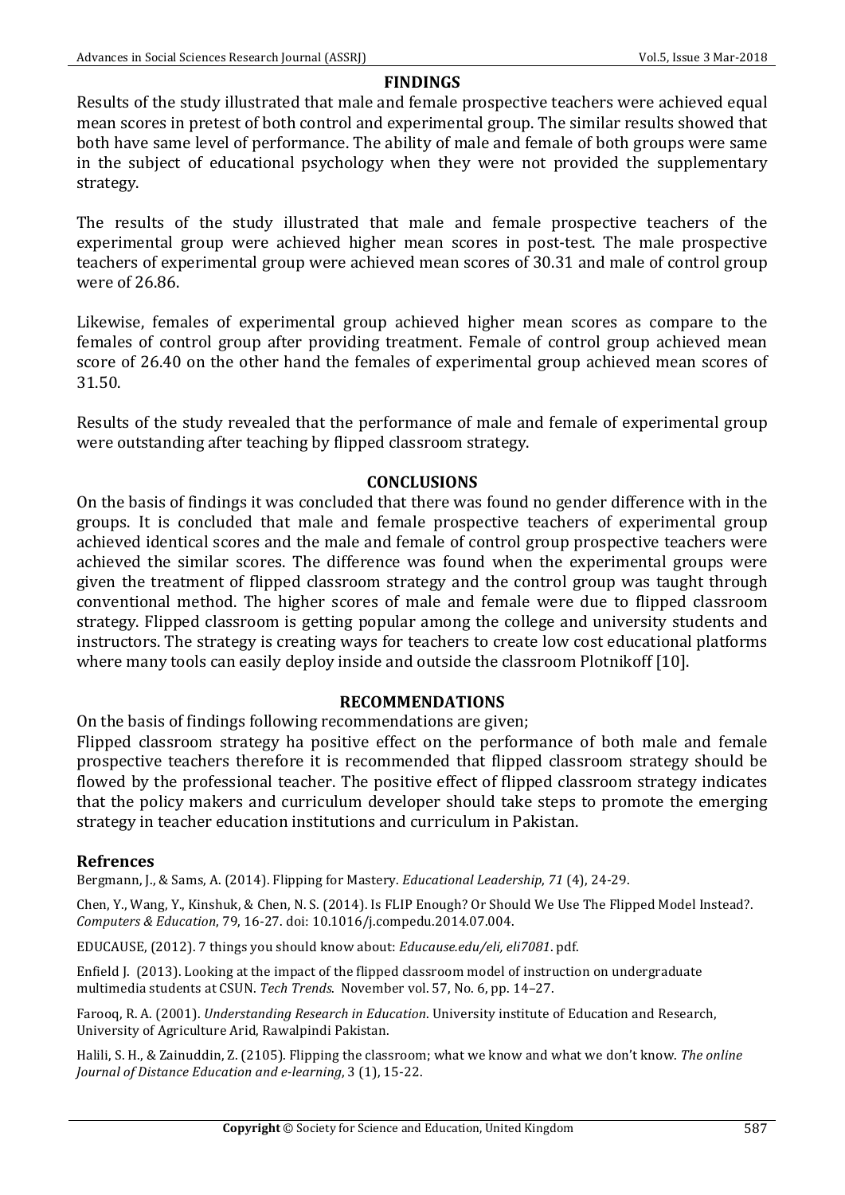## FINDINGS

Results of the study illustrated that male and female prospective teachers were achieved equal mean scores in pretest of both control and experimental group. The similar results showed that both have same level of performance. The ability of male and female of both groups were same in the subject of educational psychology when they were not provided the supplementary strategy.

The results of the study illustrated that male and female prospective teachers of the experimental group were achieved higher mean scores in post-test. The male prospective teachers of experimental group were achieved mean scores of 30.31 and male of control group were of 26.86.

Likewise, females of experimental group achieved higher mean scores as compare to the females of control group after providing treatment. Female of control group achieved mean score of 26.40 on the other hand the females of experimental group achieved mean scores of 31.50.

Results of the study revealed that the performance of male and female of experimental group were outstanding after teaching by flipped classroom strategy.

## CONCLUSIONS

On the basis of findings it was concluded that there was found no gender difference with in the groups. It is concluded that male and female prospective teachers of experimental group achieved identical scores and the male and female of control group prospective teachers were achieved the similar scores. The difference was found when the experimental groups were given the treatment of flipped classroom strategy and the control group was taught through conventional method. The higher scores of male and female were due to flipped classroom strategy. Flipped classroom is getting popular among the college and university students and instructors. The strategy is creating ways for teachers to create low cost educational platforms where many tools can easily deploy inside and outside the classroom Plotnikoff [10].

## RECOMMENDATIONS

On the basis of findings following recommendations are given;

Flipped classroom strategy ha positive effect on the performance of both male and female prospective teachers therefore it is recommended that flipped classroom strategy should be flowed by the professional teacher. The positive effect of flipped classroom strategy indicates that the policy makers and curriculum developer should take steps to promote the emerging strategy in teacher education institutions and curriculum in Pakistan.

## Refrences

Bergmann, J., & Sams, A. (2014). Flipping for Mastery. *Educational Leadership*, *71* (4), 24-29.

Chen, Y., Wang, Y., Kinshuk, & Chen, N. S. (2014). Is FLIP Enough? Or Should We Use The Flipped Model Instead?. *Computers & Education*, 79, 16-27. doi: 10.1016/j.compedu.2014.07.004.

EDUCAUSE, (2012). 7 things you should know about: *Educause.edu/eli, eli7081*. pdf.

Enfield J. (2013). Looking at the impact of the flipped classroom model of instruction on undergraduate multimedia students at CSUN. *Tech Trends*. November vol. 57, No. 6, pp. 14–27.

Farooq, R. A. (2001). *Understanding Research in Education*. University institute of Education and Research, University of Agriculture Arid, Rawalpindi Pakistan.

Halili, S. H., & Zainuddin, Z. (2105). Flipping the classroom; what we know and what we don't know. *The online Journal of Distance Education and e-learning*, 3 (1), 15-22.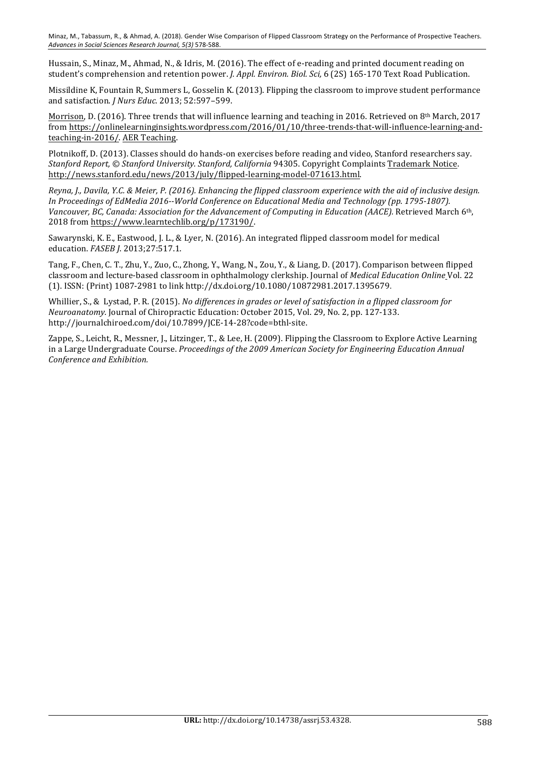Hussain, S., Minaz, M., Ahmad, N., & Idris, M. (2016). The effect of e-reading and printed document reading on student's comprehension and retention power. *J. Appl. Environ. Biol. Sci,* 6 (2S) 165-170 Text Road Publication.

Missildine K, Fountain R, Summers L, Gosselin K. (2013). Flipping the classroom to improve student performance and satisfaction. *J Nurs Educ.* 2013; 52:597–599.

Morrison, D. (2016). Three trends that will influence learning and teaching in 2016. Retrieved on 8th March, 2017 from https://onlinelearninginsights.wordpress.com/2016/01/10/three-trends-that-will-influence-learning-and-teaching-in-2016/. AER Teaching.

Plotnikoff, D. (2013). Classes should do hands-on exercises before reading and video, Stanford researchers say. *Stanford Report, © Stanford University. Stanford, California* 94305. Copyright Complaints Trademark Notice. http://news.stanford.edu/news/2013/july/flipped-learning-model-071613.html.

*Reyna, J., Davila, Y.C. & Meier, P. (2016). Enhancing the flipped classroom experience with the aid of inclusive design. In Proceedings of EdMedia 2016--World Conference on Educational Media and Technology (pp. 1795-1807). Vancouver, BC, Canada: Association for the Advancement of Computing in Education (AACE).* Retrieved March 6th, 2018 from https://www.learntechlib.org/p/173190/.

Sawarynski, K. E., Eastwood, J. L., & Lyer, N. (2016). An integrated flipped classroom model for medical education. *FASEB J.* 2013;27:517.1.

Tang, F., Chen, C. T., Zhu, Y., Zuo, C., Zhong, Y., Wang, N., Zou, Y., & Liang, D. (2017). Comparison between flipped classroom and lecture-based classroom in ophthalmology clerkship. Journal of *Medical Education Online* Vol. 22 (1). ISSN: (Print) 1087-2981 to link http://dx.doi.org/10.1080/10872981.2017.1395679.

Whillier, S., & Lystad, P. R. (2015). *No differences in grades or level of satisfaction in a flipped classroom for Neuroanatomy.* Journal of Chiropractic Education: October 2015, Vol. 29, No. 2, pp. 127-133. http://journalchiroed.com/doi/10.7899/JCE-14-28?code=bthl-site.

Zappe, S., Leicht, R., Messner, J., Litzinger, T., & Lee, H. (2009). Flipping the Classroom to Explore Active Learning in a Large Undergraduate Course. *Proceedings of the 2009 American Society for Engineering Education Annual Conference and Exhibition.*